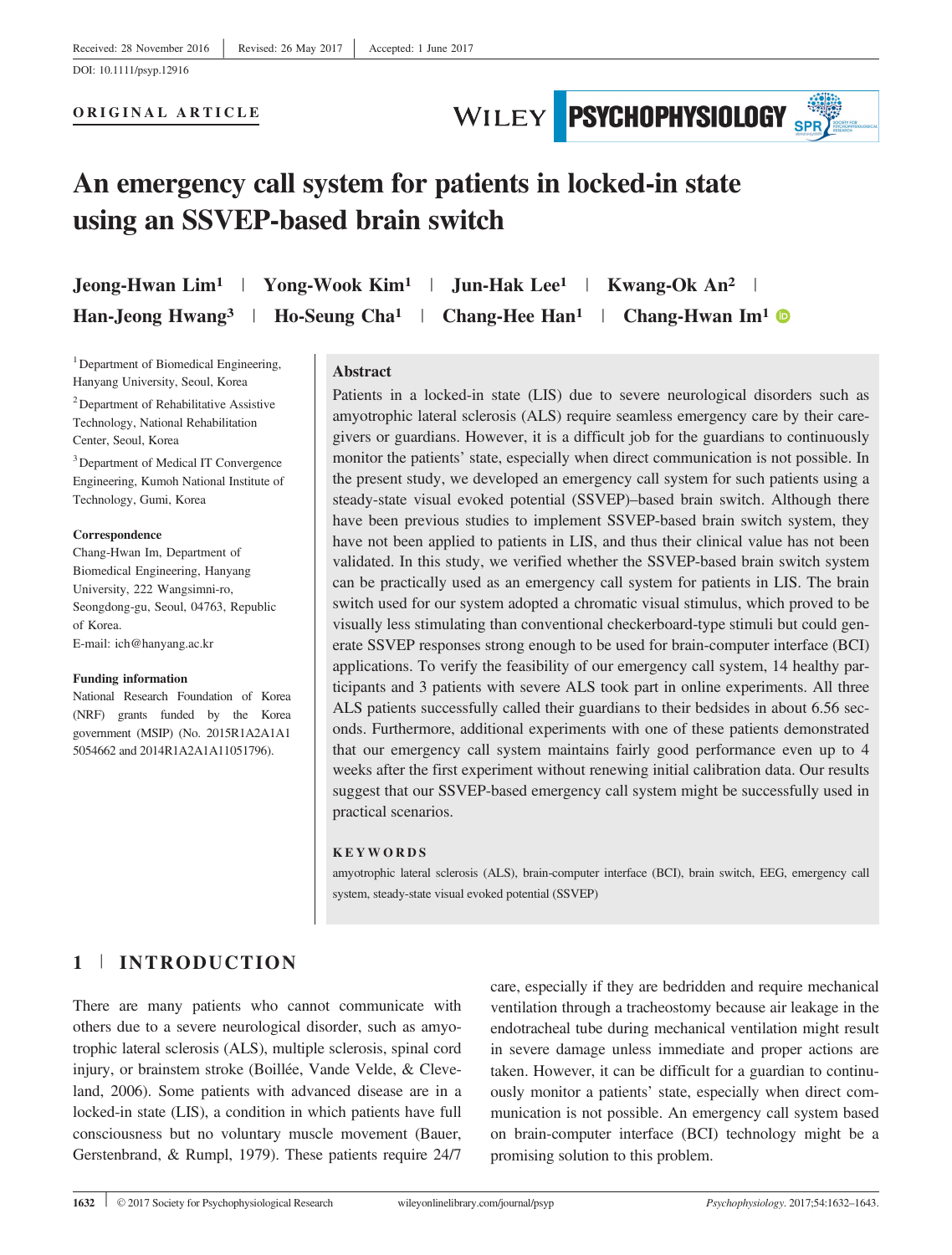Received: 28 November 2016 | Revised: 26 May 2017 | Accepted: 1 June 2017

DOI: 10.1111/psyp.12916

**ORIGINAL ARTICLE**

# An emergency call system for patients in locked-in state using an SSVEP-based brain switch

**Jeong-Hwan Lim[1] | Yong-Wook Kim[1] | Jun-Hak Lee[1] | Kwang-Ok An[2] | Han-Jeong Hwang[3] | Ho-Seung Cha[1] | Chang-Hee Han[1] | Chang-Hwan Im[1]**

[1] Department of Biomedical Engineering, Hanyang University, Seoul, Korea

[2] Department of Rehabilitative Assistive Technology, National Rehabilitation Center, Seoul, Korea

[3] Department of Medical IT Convergence Engineering, Kumoh National Institute of Technology, Gumi, Korea

**Correspondence**
Chang-Hwan Im, Department of Biomedical Engineering, Hanyang University, 222 Wangsimni-ro, Seongdong-gu, Seoul, 04763, Republic of Korea.
E-mail: ich@hanyang.ac.kr

**Funding information**
National Research Foundation of Korea (NRF) grants funded by the Korea government (MSIP) (No. 2015R1A2A1A1 5054662 and 2014R1A2A1A11051796).

## Abstract

Patients in a locked-in state (LIS) due to severe neurological disorders such as amyotrophic lateral sclerosis (ALS) require seamless emergency care by their caregivers or guardians. However, it is a difficult job for the guardians to continuously monitor the patients' state, especially when direct communication is not possible. In the present study, we developed an emergency call system for such patients using a steady-state visual evoked potential (SSVEP)–based brain switch. Although there have been previous studies to implement SSVEP-based brain switch system, they have not been applied to patients in LIS, and thus their clinical value has not been validated. In this study, we verified whether the SSVEP-based brain switch system can be practically used as an emergency call system for patients in LIS. The brain switch used for our system adopted a chromatic visual stimulus, which proved to be visually less stimulating than conventional checkerboard-type stimuli but could generate SSVEP responses strong enough to be used for brain-computer interface (BCI) applications. To verify the feasibility of our emergency call system, 14 healthy participants and 3 patients with severe ALS took part in online experiments. All three ALS patients successfully called their guardians to their bedsides in about 6.56 seconds. Furthermore, additional experiments with one of these patients demonstrated that our emergency call system maintains fairly good performance even up to 4 weeks after the first experiment without renewing initial calibration data. Our results suggest that our SSVEP-based emergency call system might be successfully used in practical scenarios.

**KEYWORDS**

amyotrophic lateral sclerosis (ALS), brain-computer interface (BCI), brain switch, EEG, emergency call system, steady-state visual evoked potential (SSVEP)

## 1 | INTRODUCTION

There are many patients who cannot communicate with others due to a severe neurological disorder, such as amyotrophic lateral sclerosis (ALS), multiple sclerosis, spinal cord injury, or brainstem stroke (Boillée, Vande Velde, & Cleveland, 2006). Some patients with advanced disease are in a locked-in state (LIS), a condition in which patients have full consciousness but no voluntary muscle movement (Bauer, Gerstenbrand, & Rumpl, 1979). These patients require 24/7 care, especially if they are bedridden and require mechanical ventilation through a tracheostomy because air leakage in the endotracheal tube during mechanical ventilation might result in severe damage unless immediate and proper actions are taken. However, it can be difficult for a guardian to continuously monitor a patients' state, especially when direct communication is not possible. An emergency call system based on brain-computer interface (BCI) technology might be a promising solution to this problem.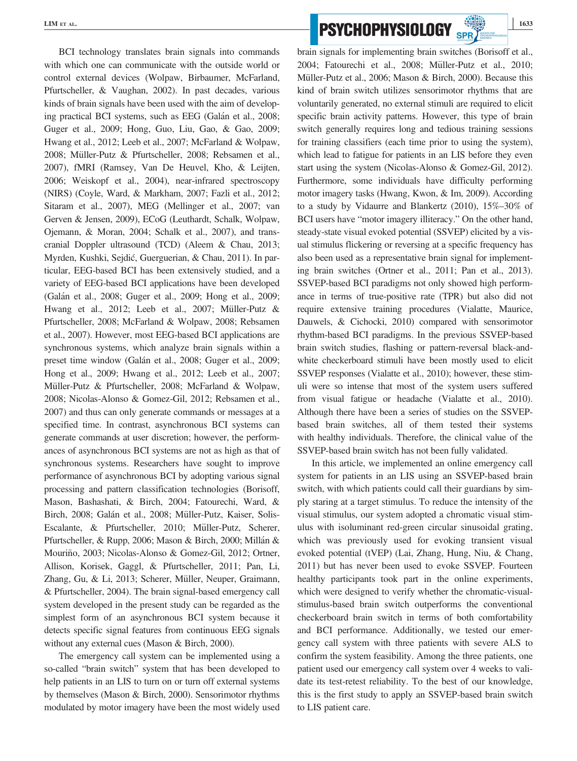BCI technology translates brain signals into commands with which one can communicate with the outside world or control external devices (Wolpaw, Birbaumer, McFarland, Pfurtscheller, & Vaughan, 2002). In past decades, various kinds of brain signals have been used with the aim of developing practical BCI systems, such as EEG (Galán et al., 2008; Guger et al., 2009; Hong, Guo, Liu, Gao, & Gao, 2009; Hwang et al., 2012; Leeb et al., 2007; McFarland & Wolpaw, 2008; Müller-Putz & Pfurtscheller, 2008; Rebsamen et al., 2007), fMRI (Ramsey, Van De Heuvel, Kho, & Leijten, 2006; Weiskopf et al., 2004), near-infrared spectroscopy (NIRS) (Coyle, Ward, & Markham, 2007; Fazli et al., 2012; Sitaram et al., 2007), MEG (Mellinger et al., 2007; van Gerven & Jensen, 2009), ECoG (Leuthardt, Schalk, Wolpaw, Ojemann, & Moran, 2004; Schalk et al., 2007), and transcranial Doppler ultrasound (TCD) (Aleem & Chau, 2013; Myrden, Kushki, Sejdić, Guerguerian, & Chau, 2011). In particular, EEG-based BCI has been extensively studied, and a variety of EEG-based BCI applications have been developed (Galán et al., 2008; Guger et al., 2009; Hong et al., 2009; Hwang et al., 2012; Leeb et al., 2007; Müller-Putz & Pfurtscheller, 2008; McFarland & Wolpaw, 2008; Rebsamen et al., 2007). However, most EEG-based BCI applications are synchronous systems, which analyze brain signals within a preset time window (Galán et al., 2008; Guger et al., 2009; Hong et al., 2009; Hwang et al., 2012; Leeb et al., 2007; Müller-Putz & Pfurtscheller, 2008; McFarland & Wolpaw, 2008; Nicolas-Alonso & Gomez-Gil, 2012; Rebsamen et al., 2007) and thus can only generate commands or messages at a specified time. In contrast, asynchronous BCI systems can generate commands at user discretion; however, the performances of asynchronous BCI systems are not as high as that of synchronous systems. Researchers have sought to improve performance of asynchronous BCI by adopting various signal processing and pattern classification technologies (Borisoff, Mason, Bashashati, & Birch, 2004; Fatourechi, Ward, & Birch, 2008; Galán et al., 2008; Müller-Putz, Kaiser, Solis-Escalante, & Pfurtscheller, 2010; Müller-Putz, Scherer, Pfurtscheller, & Rupp, 2006; Mason & Birch, 2000; Millán & Mouriño, 2003; Nicolas-Alonso & Gomez-Gil, 2012; Ortner, Allison, Korisek, Gaggl, & Pfurtscheller, 2011; Pan, Li, Zhang, Gu, & Li, 2013; Scherer, Müller, Neuper, Graimann, & Pfurtscheller, 2004). The brain signal-based emergency call system developed in the present study can be regarded as the simplest form of an asynchronous BCI system because it detects specific signal features from continuous EEG signals without any external cues (Mason & Birch, 2000).

The emergency call system can be implemented using a so-called "brain switch" system that has been developed to help patients in an LIS to turn on or turn off external systems by themselves (Mason & Birch, 2000). Sensorimotor rhythms modulated by motor imagery have been the most widely used brain signals for implementing brain switches (Borisoff et al., 2004; Fatourechi et al., 2008; Müller-Putz et al., 2010; Müller-Putz et al., 2006; Mason & Birch, 2000). Because this kind of brain switch utilizes sensorimotor rhythms that are voluntarily generated, no external stimuli are required to elicit specific brain activity patterns. However, this type of brain switch generally requires long and tedious training sessions for training classifiers (each time prior to using the system), which lead to fatigue for patients in an LIS before they even start using the system (Nicolas-Alonso & Gomez-Gil, 2012). Furthermore, some individuals have difficulty performing motor imagery tasks (Hwang, Kwon, & Im, 2009). According to a study by Vidaurre and Blankertz (2010), 15%–30% of BCI users have "motor imagery illiteracy." On the other hand, steady-state visual evoked potential (SSVEP) elicited by a visual stimulus flickering or reversing at a specific frequency has also been used as a representative brain signal for implementing brain switches (Ortner et al., 2011; Pan et al., 2013). SSVEP-based BCI paradigms not only showed high performance in terms of true-positive rate (TPR) but also did not require extensive training procedures (Vialatte, Maurice, Dauwels, & Cichocki, 2010) compared with sensorimotor rhythm-based BCI paradigms. In the previous SSVEP-based brain switch studies, flashing or pattern-reversal black-and-white checkerboard stimuli have been mostly used to elicit SSVEP responses (Vialatte et al., 2010); however, these stimuli were so intense that most of the system users suffered from visual fatigue or headache (Vialatte et al., 2010). Although there have been a series of studies on the SSVEP-based brain switches, all of them tested their systems with healthy individuals. Therefore, the clinical value of the SSVEP-based brain switch has not been fully validated.

In this article, we implemented an online emergency call system for patients in an LIS using an SSVEP-based brain switch, with which patients could call their guardians by simply staring at a target stimulus. To reduce the intensity of the visual stimulus, our system adopted a chromatic visual stimulus with isoluminant red-green circular sinusoidal grating, which was previously used for evoking transient visual evoked potential (tVEP) (Lai, Zhang, Hung, Niu, & Chang, 2011) but has never been used to evoke SSVEP. Fourteen healthy participants took part in the online experiments, which were designed to verify whether the chromatic-visual-stimulus-based brain switch outperforms the conventional checkerboard brain switch in terms of both comfortability and BCI performance. Additionally, we tested our emergency call system with three patients with severe ALS to confirm the system feasibility. Among the three patients, one patient used our emergency call system over 4 weeks to validate its test-retest reliability. To the best of our knowledge, this is the first study to apply an SSVEP-based brain switch to LIS patient care.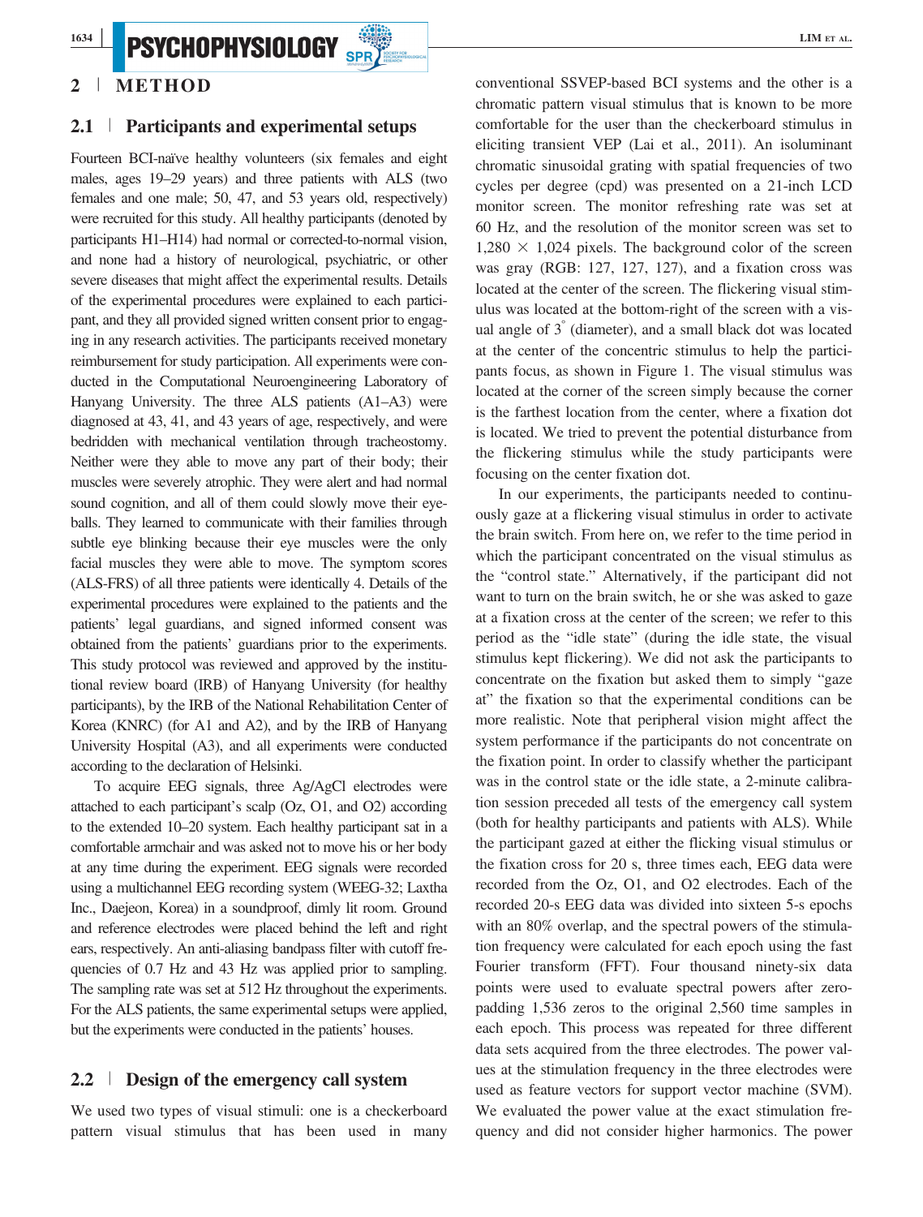## 2 | METHOD

### 2.1 | Participants and experimental setups

Fourteen BCI-naïve healthy volunteers (six females and eight males, ages 19–29 years) and three patients with ALS (two females and one male; 50, 47, and 53 years old, respectively) were recruited for this study. All healthy participants (denoted by participants H1–H14) had normal or corrected-to-normal vision, and none had a history of neurological, psychiatric, or other severe diseases that might affect the experimental results. Details of the experimental procedures were explained to each participant, and they all provided signed written consent prior to engaging in any research activities. The participants received monetary reimbursement for study participation. All experiments were conducted in the Computational Neuroengineering Laboratory of Hanyang University. The three ALS patients (A1–A3) were diagnosed at 43, 41, and 43 years of age, respectively, and were bedridden with mechanical ventilation through tracheostomy. Neither were they able to move any part of their body; their muscles were severely atrophic. They were alert and had normal sound cognition, and all of them could slowly move their eyeballs. They learned to communicate with their families through subtle eye blinking because their eye muscles were the only facial muscles they were able to move. The symptom scores (ALS-FRS) of all three patients were identically 4. Details of the experimental procedures were explained to the patients and the patients' legal guardians, and signed informed consent was obtained from the patients' guardians prior to the experiments. This study protocol was reviewed and approved by the institutional review board (IRB) of Hanyang University (for healthy participants), by the IRB of the National Rehabilitation Center of Korea (KNRC) (for A1 and A2), and by the IRB of Hanyang University Hospital (A3), and all experiments were conducted according to the declaration of Helsinki.

To acquire EEG signals, three Ag/AgCl electrodes were attached to each participant's scalp (Oz, O1, and O2) according to the extended 10–20 system. Each healthy participant sat in a comfortable armchair and was asked not to move his or her body at any time during the experiment. EEG signals were recorded using a multichannel EEG recording system (WEEG-32; Laxtha Inc., Daejeon, Korea) in a soundproof, dimly lit room. Ground and reference electrodes were placed behind the left and right ears, respectively. An anti-aliasing bandpass filter with cutoff frequencies of 0.7 Hz and 43 Hz was applied prior to sampling. The sampling rate was set at 512 Hz throughout the experiments. For the ALS patients, the same experimental setups were applied, but the experiments were conducted in the patients' houses.

### 2.2 | Design of the emergency call system

We used two types of visual stimuli: one is a checkerboard pattern visual stimulus that has been used in many conventional SSVEP-based BCI systems and the other is a chromatic pattern visual stimulus that is known to be more comfortable for the user than the checkerboard stimulus in eliciting transient VEP (Lai et al., 2011). An isoluminant chromatic sinusoidal grating with spatial frequencies of two cycles per degree (cpd) was presented on a 21-inch LCD monitor screen. The monitor refreshing rate was set at 60 Hz, and the resolution of the monitor screen was set to 1,280 × 1,024 pixels. The background color of the screen was gray (RGB: 127, 127, 127), and a fixation cross was located at the center of the screen. The flickering visual stimulus was located at the bottom-right of the screen with a visual angle of 3° (diameter), and a small black dot was located at the center of the concentric stimulus to help the participants focus, as shown in Figure 1. The visual stimulus was located at the corner of the screen simply because the corner is the farthest location from the center, where a fixation dot is located. We tried to prevent the potential disturbance from the flickering stimulus while the study participants were focusing on the center fixation dot.

In our experiments, the participants needed to continuously gaze at a flickering visual stimulus in order to activate the brain switch. From here on, we refer to the time period in which the participant concentrated on the visual stimulus as the "control state." Alternatively, if the participant did not want to turn on the brain switch, he or she was asked to gaze at a fixation cross at the center of the screen; we refer to this period as the "idle state" (during the idle state, the visual stimulus kept flickering). We did not ask the participants to concentrate on the fixation but asked them to simply "gaze at" the fixation so that the experimental conditions can be more realistic. Note that peripheral vision might affect the system performance if the participants do not concentrate on the fixation point. In order to classify whether the participant was in the control state or the idle state, a 2-minute calibration session preceded all tests of the emergency call system (both for healthy participants and patients with ALS). While the participant gazed at either the flicking visual stimulus or the fixation cross for 20 s, three times each, EEG data were recorded from the Oz, O1, and O2 electrodes. Each of the recorded 20-s EEG data was divided into sixteen 5-s epochs with an 80% overlap, and the spectral powers of the stimulation frequency were calculated for each epoch using the fast Fourier transform (FFT). Four thousand ninety-six data points were used to evaluate spectral powers after zero-padding 1,536 zeros to the original 2,560 time samples in each epoch. This process was repeated for three different data sets acquired from the three electrodes. The power values at the stimulation frequency in the three electrodes were used as feature vectors for support vector machine (SVM). We evaluated the power value at the exact stimulation frequency and did not consider higher harmonics. The power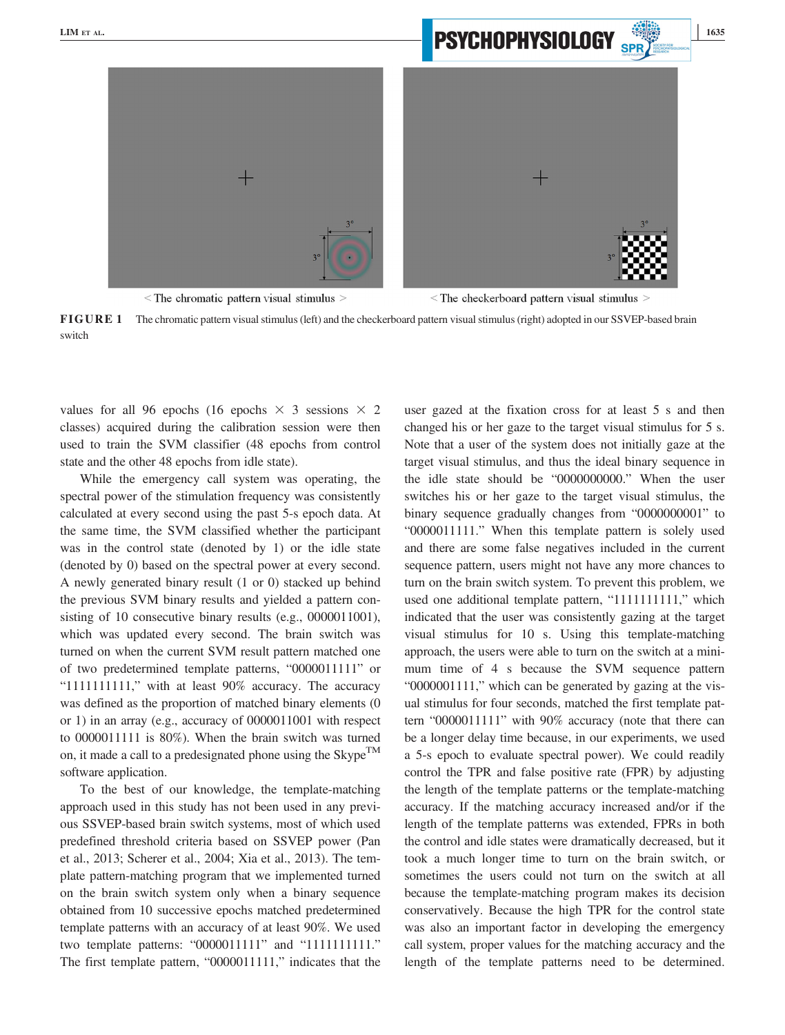< The chromatic pattern visual stimulus >

< The checkerboard pattern visual stimulus >

**FIGURE 1** The chromatic pattern visual stimulus (left) and the checkerboard pattern visual stimulus (right) adopted in our SSVEP-based brain switch

values for all 96 epochs (16 epochs × 3 sessions × 2 classes) acquired during the calibration session were then used to train the SVM classifier (48 epochs from control state and the other 48 epochs from idle state).

While the emergency call system was operating, the spectral power of the stimulation frequency was consistently calculated at every second using the past 5-s epoch data. At the same time, the SVM classified whether the participant was in the control state (denoted by 1) or the idle state (denoted by 0) based on the spectral power at every second. A newly generated binary result (1 or 0) stacked up behind the previous SVM binary results and yielded a pattern consisting of 10 consecutive binary results (e.g., 0000011001), which was updated every second. The brain switch was turned on when the current SVM result pattern matched one of two predetermined template patterns, "0000011111" or "1111111111," with at least 90% accuracy. The accuracy was defined as the proportion of matched binary elements (0 or 1) in an array (e.g., accuracy of 0000011001 with respect to 0000011111 is 80%). When the brain switch was turned on, it made a call to a predesignated phone using the Skype™ software application.

To the best of our knowledge, the template-matching approach used in this study has not been used in any previous SSVEP-based brain switch systems, most of which used predefined threshold criteria based on SSVEP power (Pan et al., 2013; Scherer et al., 2004; Xia et al., 2013). The template pattern-matching program that we implemented turned on the brain switch system only when a binary sequence obtained from 10 successive epochs matched predetermined template patterns with an accuracy of at least 90%. We used two template patterns: "0000011111" and "1111111111." The first template pattern, "0000011111," indicates that the user gazed at the fixation cross for at least 5 s and then changed his or her gaze to the target visual stimulus for 5 s. Note that a user of the system does not initially gaze at the target visual stimulus, and thus the ideal binary sequence in the idle state should be "0000000000." When the user switches his or her gaze to the target visual stimulus, the binary sequence gradually changes from "0000000001" to "0000011111." When this template pattern is solely used and there are some false negatives included in the current sequence pattern, users might not have any more chances to turn on the brain switch system. To prevent this problem, we used one additional template pattern, "1111111111," which indicated that the user was consistently gazing at the target visual stimulus for 10 s. Using this template-matching approach, the users were able to turn on the switch at a minimum time of 4 s because the SVM sequence pattern "0000001111," which can be generated by gazing at the visual stimulus for four seconds, matched the first template pattern "0000011111" with 90% accuracy (note that there can be a longer delay time because, in our experiments, we used a 5-s epoch to evaluate spectral power). We could readily control the TPR and false positive rate (FPR) by adjusting the length of the template patterns or the template-matching accuracy. If the matching accuracy increased and/or if the length of the template patterns was extended, FPRs in both the control and idle states were dramatically decreased, but it took a much longer time to turn on the brain switch, or sometimes the users could not turn on the switch at all because the template-matching program makes its decision conservatively. Because the high TPR for the control state was also an important factor in developing the emergency call system, proper values for the matching accuracy and the length of the template patterns need to be determined.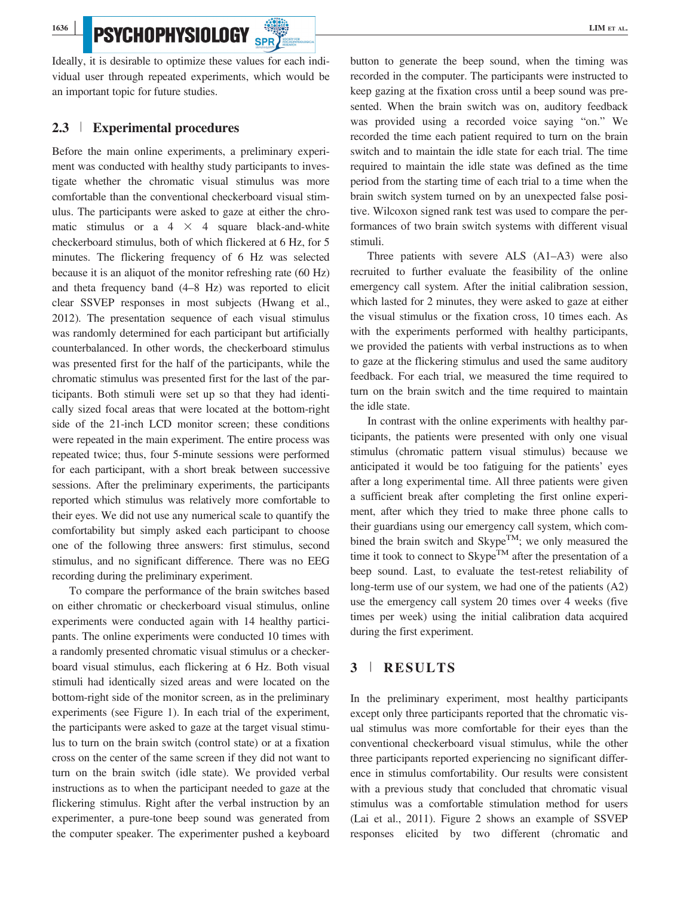Ideally, it is desirable to optimize these values for each individual user through repeated experiments, which would be an important topic for future studies.

## 2.3 | Experimental procedures

Before the main online experiments, a preliminary experiment was conducted with healthy study participants to investigate whether the chromatic visual stimulus was more comfortable than the conventional checkerboard visual stimulus. The participants were asked to gaze at either the chromatic stimulus or a 4 × 4 square black-and-white checkerboard stimulus, both of which flickered at 6 Hz, for 5 minutes. The flickering frequency of 6 Hz was selected because it is an aliquot of the monitor refreshing rate (60 Hz) and theta frequency band (4–8 Hz) was reported to elicit clear SSVEP responses in most subjects (Hwang et al., 2012). The presentation sequence of each visual stimulus was randomly determined for each participant but artificially counterbalanced. In other words, the checkerboard stimulus was presented first for the half of the participants, while the chromatic stimulus was presented first for the last of the participants. Both stimuli were set up so that they had identically sized focal areas that were located at the bottom-right side of the 21-inch LCD monitor screen; these conditions were repeated in the main experiment. The entire process was repeated twice; thus, four 5-minute sessions were performed for each participant, with a short break between successive sessions. After the preliminary experiments, the participants reported which stimulus was relatively more comfortable to their eyes. We did not use any numerical scale to quantify the comfortability but simply asked each participant to choose one of the following three answers: first stimulus, second stimulus, and no significant difference. There was no EEG recording during the preliminary experiment.

To compare the performance of the brain switches based on either chromatic or checkerboard visual stimulus, online experiments were conducted again with 14 healthy participants. The online experiments were conducted 10 times with a randomly presented chromatic visual stimulus or a checkerboard visual stimulus, each flickering at 6 Hz. Both visual stimuli had identically sized areas and were located on the bottom-right side of the monitor screen, as in the preliminary experiments (see Figure 1). In each trial of the experiment, the participants were asked to gaze at the target visual stimulus to turn on the brain switch (control state) or at a fixation cross on the center of the same screen if they did not want to turn on the brain switch (idle state). We provided verbal instructions as to when the participant needed to gaze at the flickering stimulus. Right after the verbal instruction by an experimenter, a pure-tone beep sound was generated from the computer speaker. The experimenter pushed a keyboard button to generate the beep sound, when the timing was recorded in the computer. The participants were instructed to keep gazing at the fixation cross until a beep sound was presented. When the brain switch was on, auditory feedback was provided using a recorded voice saying "on." We recorded the time each patient required to turn on the brain switch and to maintain the idle state for each trial. The time required to maintain the idle state was defined as the time period from the starting time of each trial to a time when the brain switch system turned on by an unexpected false positive. Wilcoxon signed rank test was used to compare the performances of two brain switch systems with different visual stimuli.

Three patients with severe ALS (A1–A3) were also recruited to further evaluate the feasibility of the online emergency call system. After the initial calibration session, which lasted for 2 minutes, they were asked to gaze at either the visual stimulus or the fixation cross, 10 times each. As with the experiments performed with healthy participants, we provided the patients with verbal instructions as to when to gaze at the flickering stimulus and used the same auditory feedback. For each trial, we measured the time required to turn on the brain switch and the time required to maintain the idle state.

In contrast with the online experiments with healthy participants, the patients were presented with only one visual stimulus (chromatic pattern visual stimulus) because we anticipated it would be too fatiguing for the patients' eyes after a long experimental time. All three patients were given a sufficient break after completing the first online experiment, after which they tried to make three phone calls to their guardians using our emergency call system, which combined the brain switch and Skype™; we only measured the time it took to connect to Skype™ after the presentation of a beep sound. Last, to evaluate the test-retest reliability of long-term use of our system, we had one of the patients (A2) use the emergency call system 20 times over 4 weeks (five times per week) using the initial calibration data acquired during the first experiment.

# 3 | RESULTS

In the preliminary experiment, most healthy participants except only three participants reported that the chromatic visual stimulus was more comfortable for their eyes than the conventional checkerboard visual stimulus, while the other three participants reported experiencing no significant difference in stimulus comfortability. Our results were consistent with a previous study that concluded that chromatic visual stimulus was a comfortable stimulation method for users (Lai et al., 2011). Figure 2 shows an example of SSVEP responses elicited by two different (chromatic and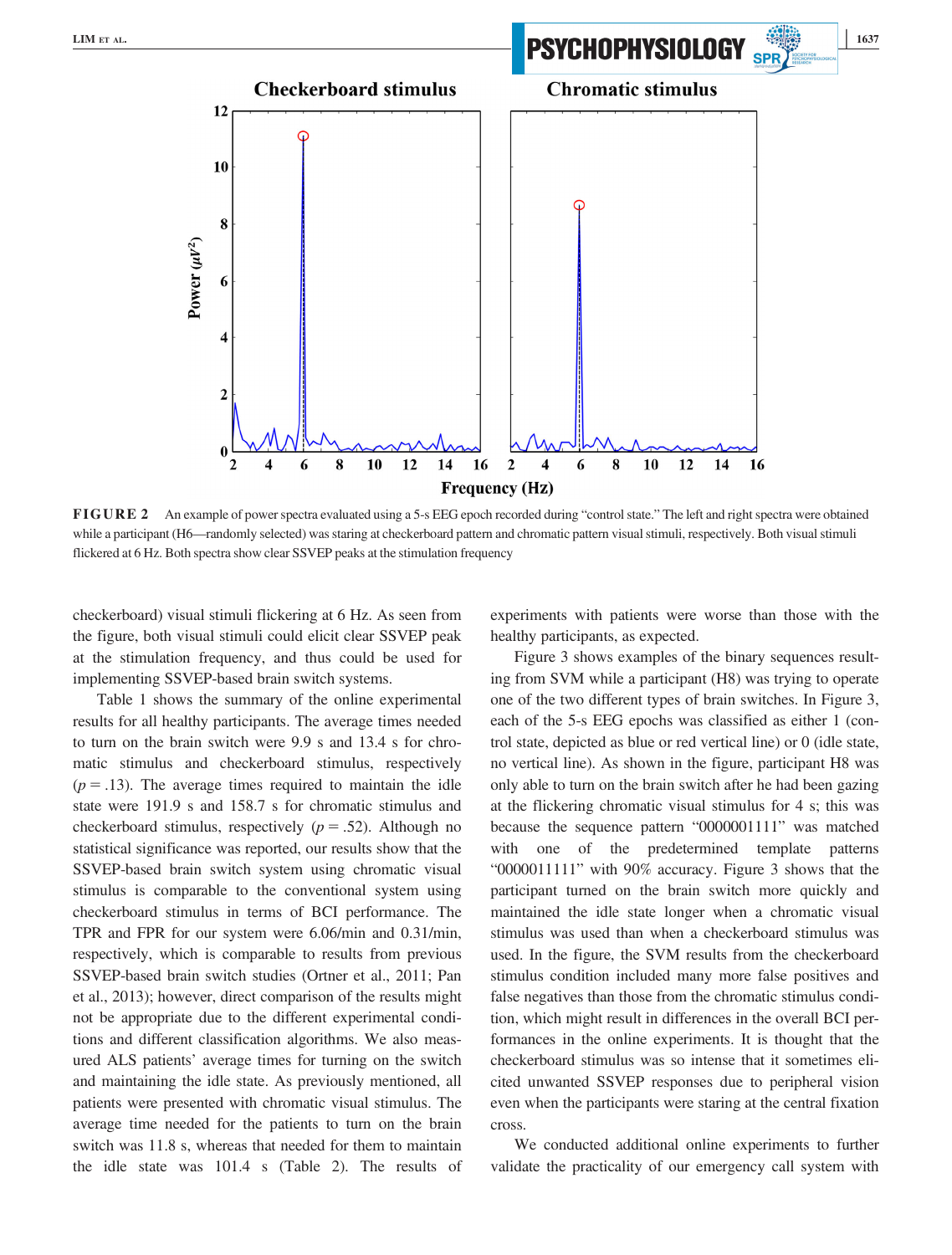**FIGURE 2** An example of power spectra evaluated using a 5-s EEG epoch recorded during "control state." The left and right spectra were obtained while a participant (H6—randomly selected) was staring at checkerboard pattern and chromatic pattern visual stimuli, respectively. Both visual stimuli flickered at 6 Hz. Both spectra show clear SSVEP peaks at the stimulation frequency

checkerboard) visual stimuli flickering at 6 Hz. As seen from the figure, both visual stimuli could elicit clear SSVEP peak at the stimulation frequency, and thus could be used for implementing SSVEP-based brain switch systems.

Table 1 shows the summary of the online experimental results for all healthy participants. The average times needed to turn on the brain switch were 9.9 s and 13.4 s for chromatic stimulus and checkerboard stimulus, respectively ($p = .13$). The average times required to maintain the idle state were 191.9 s and 158.7 s for chromatic stimulus and checkerboard stimulus, respectively ($p = .52$). Although no statistical significance was reported, our results show that the SSVEP brain switch system using chromatic visual stimulus is comparable to the conventional system using checkerboard stimulus in terms of BCI performance. The TPR and FPR for our system were 6.06/min and 0.31/min, respectively, which is comparable to results from previous SSVEP-based brain switch studies (Ortner et al., 2011; Pan et al., 2013); however, direct comparison of the results might not be appropriate due to the different experimental conditions and different classification algorithms. We also measured ALS patients' average times for turning on the switch and maintaining the idle state. As previously mentioned, all patients were presented with chromatic visual stimulus. The average time needed for the patients to turn on the brain switch was 11.8 s, whereas that needed for them to maintain the idle state was 101.4 s (Table 2). The results of experiments with patients were worse than those with the healthy participants, as expected.

Figure 3 shows examples of the binary sequences resulting from SVM while a participant (H8) was trying to operate one of the two different types of brain switches. In Figure 3, each of the 5-s EEG epochs was classified as either 1 (control state, depicted as blue or red vertical line) or 0 (idle state, no vertical line). As shown in the figure, participant H8 was only able to turn on the brain switch after he had been gazing at the flickering chromatic visual stimulus for 4 s; this was because the sequence pattern "0000001111" was matched with one of the predetermined template patterns "0000011111" with 90% accuracy. Figure 3 shows that the participant turned on the brain switch more quickly and maintained the idle state longer when a chromatic visual stimulus was used than when a checkerboard stimulus was used. In the figure, the SVM results from the checkerboard stimulus condition included many more false positives and false negatives than those from the chromatic stimulus condition, which might result in differences in the overall BCI performances in the online experiments. It is thought that the checkerboard stimulus was so intense that it sometimes elicited unwanted SSVEP responses due to peripheral vision even when the participants were staring at the central fixation cross.

We conducted additional online experiments to further validate the practicality of our emergency call system with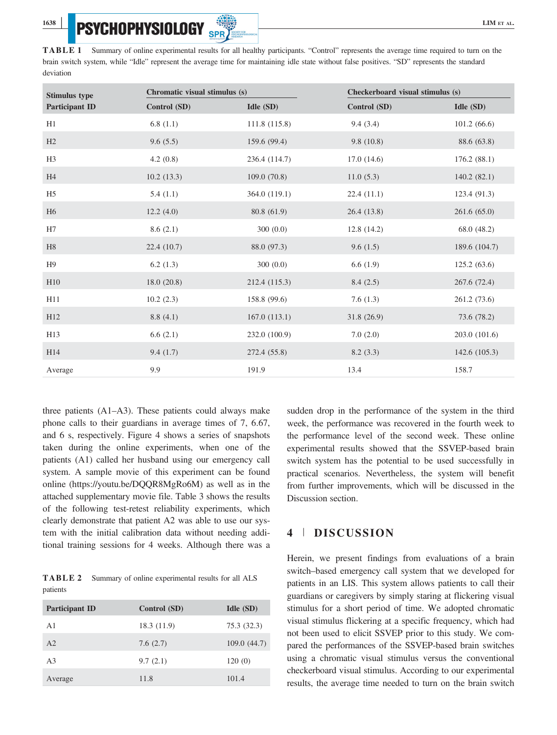**TABLE 1** Summary of online experimental results for all healthy participants. "Control" represents the average time required to turn on the brain switch system, while "Idle" represent the average time for maintaining idle state without false positives. "SD" represents the standard deviation

| Stimulus type | Chromatic visual stimulus (s) | | Checkerboard visual stimulus (s) | |
|---|---|---|---|---|
| Participant ID | Control (SD) | Idle (SD) | Control (SD) | Idle (SD) |
| H1 | 6.8 (1.1) | 111.8 (115.8) | 9.4 (3.4) | 101.2 (66.6) |
| H2 | 9.6 (5.5) | 159.6 (99.4) | 9.8 (10.8) | 88.6 (63.8) |
| H3 | 4.2 (0.8) | 236.4 (114.7) | 17.0 (14.6) | 176.2 (88.1) |
| H4 | 10.2 (13.3) | 109.0 (70.8) | 11.0 (5.3) | 140.2 (82.1) |
| H5 | 5.4 (1.1) | 364.0 (119.1) | 22.4 (11.1) | 123.4 (91.3) |
| H6 | 12.2 (4.0) | 80.8 (61.9) | 26.4 (13.8) | 261.6 (65.0) |
| H7 | 8.6 (2.1) | 300 (0.0) | 12.8 (14.2) | 68.0 (48.2) |
| H8 | 22.4 (10.7) | 88.0 (97.3) | 9.6 (1.5) | 189.6 (104.7) |
| H9 | 6.2 (1.3) | 300 (0.0) | 6.6 (1.9) | 125.2 (63.6) |
| H10 | 18.0 (20.8) | 212.4 (115.3) | 8.4 (2.5) | 267.6 (72.4) |
| H11 | 10.2 (2.3) | 158.8 (99.6) | 7.6 (1.3) | 261.2 (73.6) |
| H12 | 8.8 (4.1) | 167.0 (113.1) | 31.8 (26.9) | 73.6 (78.2) |
| H13 | 6.6 (2.1) | 232.0 (100.9) | 7.0 (2.0) | 203.0 (101.6) |
| H14 | 9.4 (1.7) | 272.4 (55.8) | 8.2 (3.3) | 142.6 (105.3) |
| Average | 9.9 | 191.9 | 13.4 | 158.7 |

three patients (A1–A3). These patients could always make phone calls to their guardians in average times of 7, 6.67, and 6 s, respectively. Figure 4 shows a series of snapshots taken during the online experiments, when one of the patients (A1) called her husband using our emergency call system. A sample movie of this experiment can be found online (https://youtu.be/DQQR8MgRo6M) as well as in the attached supplementary movie file. Table 3 shows the results of the following test-retest reliability experiments, which clearly demonstrate that patient A2 was able to use our system with the initial calibration data without needing additional training sessions for 4 weeks. Although there was a sudden drop in the performance of the system in the third week, the performance was recovered in the fourth week to the performance level of the second week. These online experimental results showed that the SSVEP-based brain switch system has the potential to be used successfully in practical scenarios. Nevertheless, the system will benefit from further improvements, which will be discussed in the Discussion section.

**TABLE 2** Summary of online experimental results for all ALS patients

| Participant ID | Control (SD) | Idle (SD) |
|---|---|---|
| A1 | 18.3 (11.9) | 75.3 (32.3) |
| A2 | 7.6 (2.7) | 109.0 (44.7) |
| A3 | 9.7 (2.1) | 120 (0) |
| Average | 11.8 | 101.4 |

## 4 | DISCUSSION

Herein, we present findings from evaluations of a brain switch–based emergency call system that we developed for patients in an LIS. This system allows patients to call their guardians or caregivers by simply staring at flickering visual stimulus for a short period of time. We adopted chromatic visual stimulus flickering at a specific frequency, which had not been used to elicit SSVEP prior to this study. We compared the performances of the SSVEP-based brain switches using a chromatic visual stimulus versus the conventional checkerboard visual stimulus. According to our experimental results, the average time needed to turn on the brain switch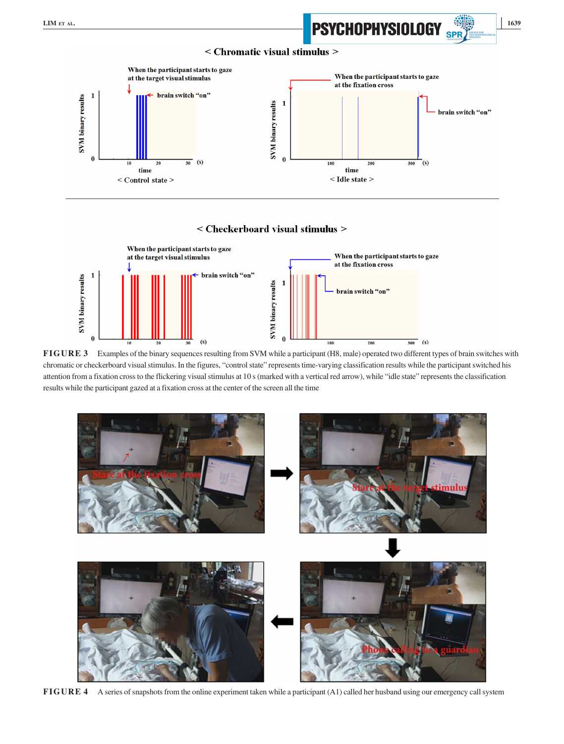FIGURE 3 Examples of the binary sequences resulting from SVM while a participant (H8, male) operated two different types of brain switches with chromatic or checkerboard visual stimulus. In the figures, "control state" represents time-varying classification results while the participant switched his attention from a fixation cross to the flickering visual stimulus at 10 s (marked with a vertical red arrow), while "idle state" represents the classification results while the participant gazed at a fixation cross at the center of the screen all the time

FIGURE 4 A series of snapshots from the online experiment taken while a participant (A1) called her husband using our emergency call system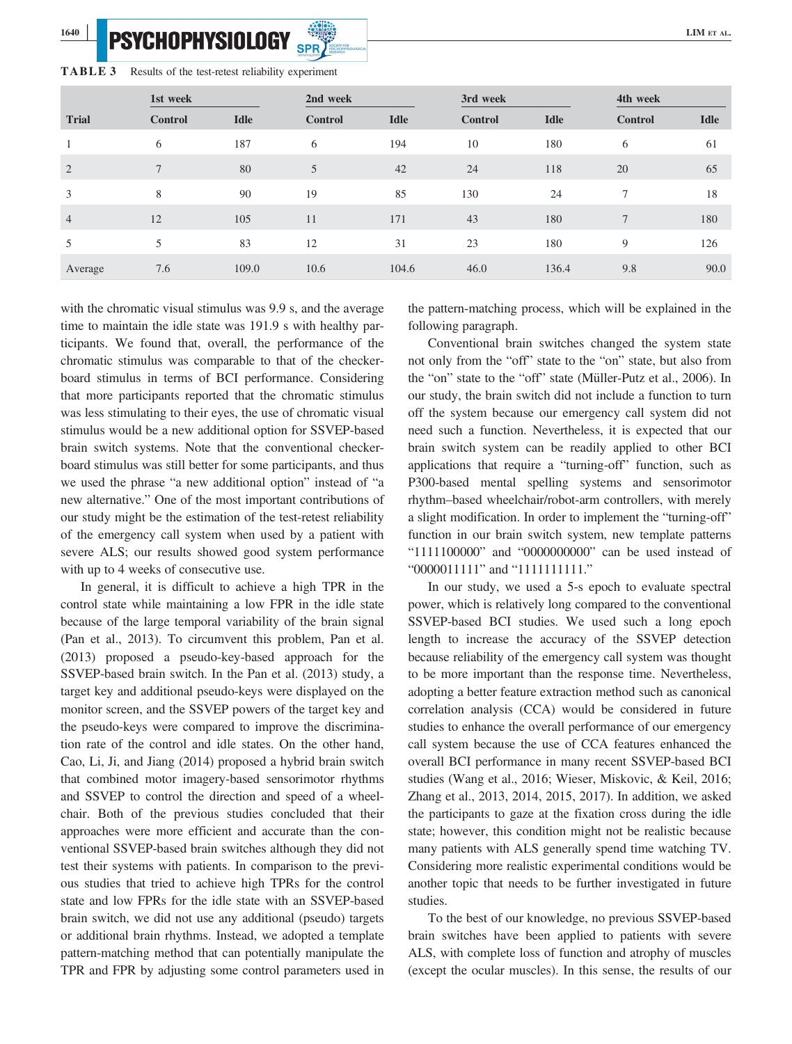**TABLE 3** Results of the test-retest reliability experiment

| | 1st week | | 2nd week | | 3rd week | | 4th week | |
|---|---|---|---|---|---|---|---|---|
| Trial | Control | Idle | Control | Idle | Control | Idle | Control | Idle |
| 1 | 6 | 187 | 6 | 194 | 10 | 180 | 6 | 61 |
| 2 | 7 | 80 | 5 | 42 | 24 | 118 | 20 | 65 |
| 3 | 8 | 90 | 19 | 85 | 130 | 24 | 7 | 18 |
| 4 | 12 | 105 | 11 | 171 | 43 | 180 | 7 | 180 |
| 5 | 5 | 83 | 12 | 31 | 23 | 180 | 9 | 126 |
| Average | 7.6 | 109.0 | 10.6 | 104.6 | 46.0 | 136.4 | 9.8 | 90.0 |

with the chromatic visual stimulus was 9.9 s, and the average time to maintain the idle state was 191.9 s with healthy participants. We found that, overall, the performance of the chromatic stimulus was comparable to that of the checkerboard stimulus in terms of BCI performance. Considering that more participants reported that the chromatic stimulus was less stimulating to their eyes, the use of chromatic visual stimulus would be a new additional option for SSVEP-based brain switch systems. Note that the conventional checkerboard stimulus was still better for some participants, and thus we used the phrase "a new additional option" instead of "a new alternative." One of the most important contributions of our study might be the estimation of the test-retest reliability of the emergency call system when used by a patient with severe ALS; our results showed good system performance with up to 4 weeks of consecutive use.

In general, it is difficult to achieve a high TPR in the control state while maintaining a low FPR in the idle state because of the large temporal variability of the brain signal (Pan et al., 2013). To circumvent this problem, Pan et al. (2013) proposed a pseudo-key-based approach for the SSVEP-based brain switch. In the Pan et al. (2013) study, a target key and additional pseudo-keys were displayed on the monitor screen, and the SSVEP powers of the target key and the pseudo-keys were compared to improve the discrimination rate of the control and idle states. On the other hand, Cao, Li, Ji, and Jiang (2014) proposed a hybrid brain switch that combined motor imagery-based sensorimotor rhythms and SSVEP to control the direction and speed of a wheelchair. Both of the previous studies concluded that their approaches were more efficient and accurate than the conventional SSVEP-based brain switches although they did not test their systems with patients. In comparison to the previous studies that tried to achieve high TPRs for the control state and low FPRs for the idle state with an SSVEP-based brain switch, we did not use any additional (pseudo) targets or additional brain rhythms. Instead, we adopted a template pattern-matching method that can potentially manipulate the TPR and FPR by adjusting some control parameters used in the pattern-matching process, which will be explained in the following paragraph.

Conventional brain switches changed the system state not only from the "off" state to the "on" state, but also from the "on" state to the "off" state (Müller-Putz et al., 2006). In our study, the brain switch did not include a function to turn off the system because our emergency call system did not need such a function. Nevertheless, it is expected that our brain switch system can be readily applied to other BCI applications that require a "turning-off" function, such as P300-based mental spelling systems and sensorimotor rhythm–based wheelchair/robot-arm controllers, with merely a slight modification. In order to implement the "turning-off" function in our brain switch system, new template patterns "1111100000" and "0000000000" can be used instead of "0000011111" and "1111111111."

In our study, we used a 5-s epoch to evaluate spectral power, which is relatively long compared to the conventional SSVEP-based BCI studies. We used such a long epoch length to increase the accuracy of the SSVEP detection because reliability of the emergency call system was thought to be more important than the response time. Nevertheless, adopting a better feature extraction method such as canonical correlation analysis (CCA) would be considered in future studies to enhance the overall performance of our emergency call system because the use of CCA features enhanced the overall BCI performance in many recent SSVEP-based BCI studies (Wang et al., 2016; Wieser, Miskovic, & Keil, 2016; Zhang et al., 2013, 2014, 2015, 2017). In addition, we asked the participants to gaze at the fixation cross during the idle state; however, this condition might not be realistic because many patients with ALS generally spend time watching TV. Considering more realistic experimental conditions would be another topic that needs to be further investigated in future studies.

To the best of our knowledge, no previous SSVEP-based brain switches have been applied to patients with severe ALS, with complete loss of function and atrophy of muscles (except the ocular muscles). In this sense, the results of our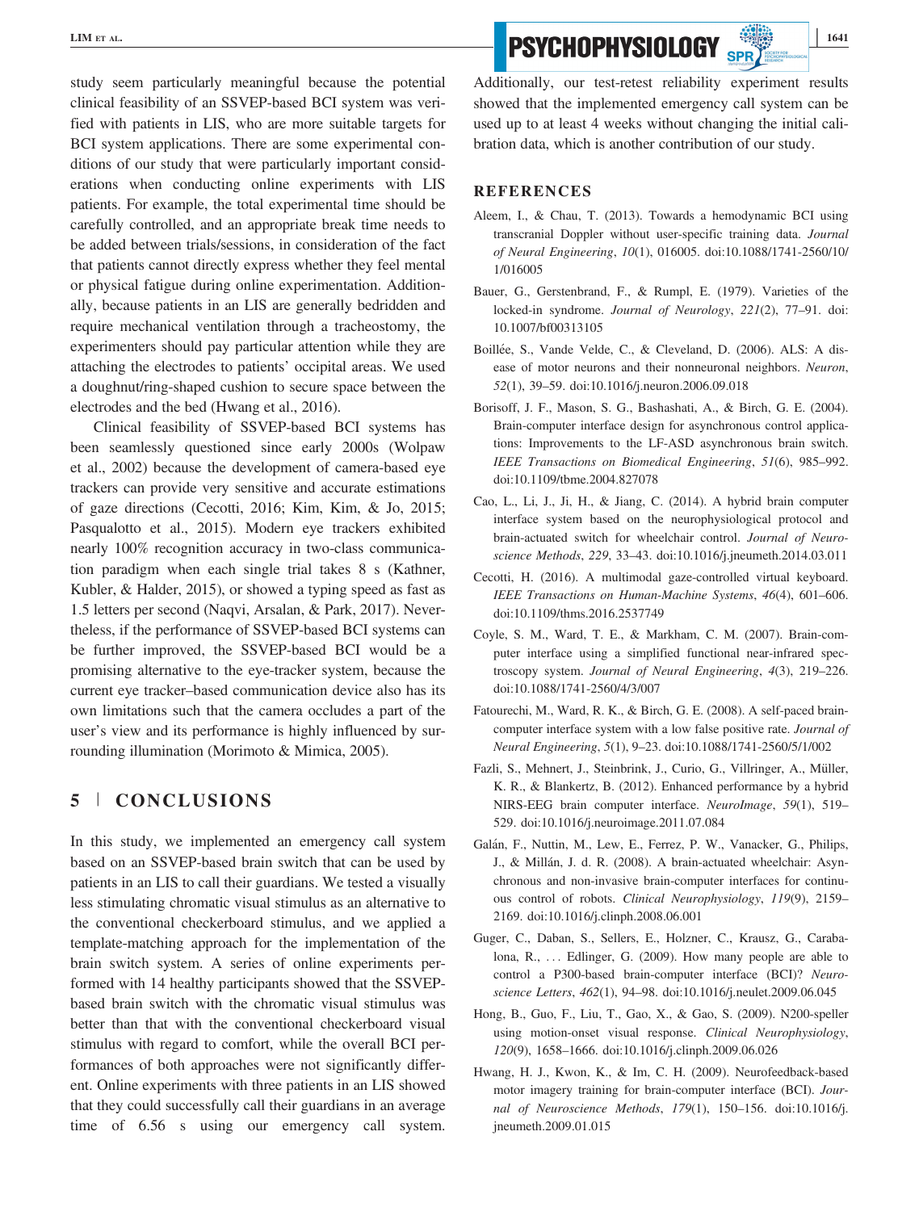study seem particularly meaningful because the potential clinical feasibility of an SSVEP-based BCI system was verified with patients in LIS, who are more suitable targets for BCI system applications. There are some experimental conditions of our study that were particularly important considerations when conducting online experiments with LIS patients. For example, the total experimental time should be carefully controlled, and an appropriate break time needs to be added between trials/sessions, in consideration of the fact that patients cannot directly express whether they feel mental or physical fatigue during online experimentation. Additionally, because patients in an LIS are generally bedridden and require mechanical ventilation through a tracheostomy, the experimenters should pay particular attention while they are attaching the electrodes to patients' occipital areas. We used a doughnut/ring-shaped cushion to secure space between the electrodes and the bed (Hwang et al., 2016).

Clinical feasibility of SSVEP-based BCI systems has been seamlessly questioned since early 2000s (Wolpaw et al., 2002) because the development of camera-based eye trackers can provide very sensitive and accurate estimations of gaze directions (Cecotti, 2016; Kim, Kim, & Jo, 2015; Pasqualotto et al., 2015). Modern eye trackers exhibited nearly 100% recognition accuracy in two-class communication paradigm when each single trial takes 8 s (Kathner, Kubler, & Halder, 2015), or showed a typing speed as fast as 1.5 letters per second (Naqvi, Arsalan, & Park, 2017). Nevertheless, if the performance of SSVEP-based BCI systems can be further improved, the SSVEP-based BCI would be a promising alternative to the eye-tracker system, because the current eye tracker–based communication device also has its own limitations such that the camera occludes a part of the user's view and its performance is highly influenced by surrounding illumination (Morimoto & Mimica, 2005).

## 5 | CONCLUSIONS

In this study, we implemented an emergency call system based on an SSVEP-based brain switch that can be used by patients in an LIS to call their guardians. We tested a visually less stimulating chromatic visual stimulus as an alternative to the conventional checkerboard stimulus, and we applied a template-matching approach for the implementation of the brain switch system. A series of online experiments performed with 14 healthy participants showed that the SSVEP-based brain switch with the chromatic visual stimulus was better than that with the conventional checkerboard visual stimulus with regard to comfort, while the overall BCI performances of both approaches were not significantly different. Online experiments with three patients in an LIS showed that they could successfully call their guardians in an average time of 6.56 s using our emergency call system. Additionally, our test-retest reliability experiment results showed that the implemented emergency call system can be used up to at least 4 weeks without changing the initial calibration data, which is another contribution of our study.

## REFERENCES

Aleem, I., & Chau, T. (2013). Towards a hemodynamic BCI using transcranial Doppler without user-specific training data. *Journal of Neural Engineering*, *10*(1), 016005. doi:10.1088/1741-2560/10/1/016005

Bauer, G., Gerstenbrand, F., & Rumpl, E. (1979). Varieties of the locked-in syndrome. *Journal of Neurology*, *221*(2), 77–91. doi:10.1007/bf00313105

Boillée, S., Vande Velde, C., & Cleveland, D. (2006). ALS: A disease of motor neurons and their nonneuronal neighbors. *Neuron*, *52*(1), 39–59. doi:10.1016/j.neuron.2006.09.018

Borisoff, J. F., Mason, S. G., Bashashati, A., & Birch, G. E. (2004). Brain-computer interface design for asynchronous control applications: Improvements to the LF-ASD asynchronous brain switch. *IEEE Transactions on Biomedical Engineering*, *51*(6), 985–992. doi:10.1109/tbme.2004.827078

Cao, L., Li, J., Ji, H., & Jiang, C. (2014). A hybrid brain computer interface system based on the neurophysiological protocol and brain-actuated switch for wheelchair control. *Journal of Neuroscience Methods*, *229*, 33–43. doi:10.1016/j.jneumeth.2014.03.011

Cecotti, H. (2016). A multimodal gaze-controlled virtual keyboard. *IEEE Transactions on Human-Machine Systems*, *46*(4), 601–606. doi:10.1109/thms.2016.2537749

Coyle, S. M., Ward, T. E., & Markham, C. M. (2007). Brain-computer interface using a simplified functional near-infrared spectroscopy system. *Journal of Neural Engineering*, *4*(3), 219–226. doi:10.1088/1741-2560/4/3/007

Fatourechi, M., Ward, R. K., & Birch, G. E. (2008). A self-paced brain-computer interface system with a low false positive rate. *Journal of Neural Engineering*, *5*(1), 9–23. doi:10.1088/1741-2560/5/1/002

Fazli, S., Mehnert, J., Steinbrink, J., Curio, G., Villringer, A., Müller, K. R., & Blankertz, B. (2012). Enhanced performance by a hybrid NIRS-EEG brain computer interface. *NeuroImage*, *59*(1), 519–529. doi:10.1016/j.neuroimage.2011.07.084

Galán, F., Nuttin, M., Lew, E., Ferrez, P. W., Vanacker, G., Philips, J., & Millán, J. d. R. (2008). A brain-actuated wheelchair: Asynchronous and non-invasive brain-computer interfaces for continuous control of robots. *Clinical Neurophysiology*, *119*(9), 2159–2169. doi:10.1016/j.clinph.2008.06.001

Guger, C., Daban, S., Sellers, E., Holzner, C., Krausz, G., Carabalona, R., … Edlinger, G. (2009). How many people are able to control a P300-based brain-computer interface (BCI)? *Neuroscience Letters*, *462*(1), 94–98. doi:10.1016/j.neulet.2009.06.045

Hong, B., Guo, F., Liu, T., Gao, X., & Gao, S. (2009). N200-speller using motion-onset visual response. *Clinical Neurophysiology*, *120*(9), 1658–1666. doi:10.1016/j.clinph.2009.06.026

Hwang, H. J., Kwon, K., & Im, C. H. (2009). Neurofeedback-based motor imagery training for brain-computer interface (BCI). *Journal of Neuroscience Methods*, *179*(1), 150–156. doi:10.1016/j.jneumeth.2009.01.015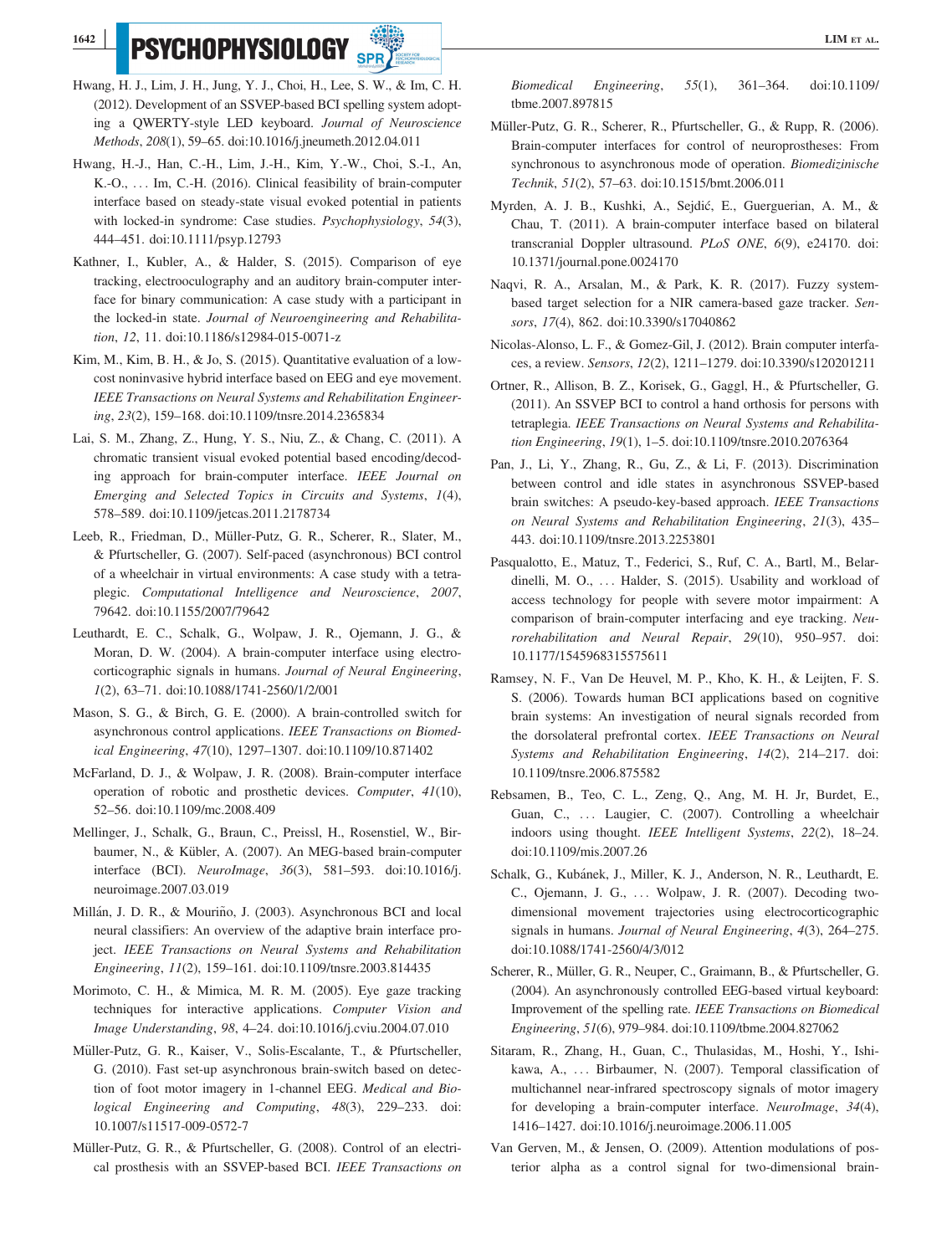Hwang, H. J., Lim, J. H., Jung, Y. J., Choi, H., Lee, S. W., & Im, C. H. (2012). Development of an SSVEP-based BCI spelling system adopting a QWERTY-style LED keyboard. *Journal of Neuroscience Methods*, *208*(1), 59–65. doi:10.1016/j.jneumeth.2012.04.011

Hwang, H.-J., Han, C.-H., Lim, J.-H., Kim, Y.-W., Choi, S.-I., An, K.-O., … Im, C.-H. (2016). Clinical feasibility of brain-computer interface based on steady-state visual evoked potential in patients with locked-in syndrome: Case studies. *Psychophysiology*, *54*(3), 444–451. doi:10.1111/psyp.12793

Kathner, I., Kubler, A., & Halder, S. (2015). Comparison of eye tracking, electrooculography and an auditory brain-computer interface for binary communication: A case study with a participant in the locked-in state. *Journal of Neuroengineering and Rehabilitation*, *12*, 11. doi:10.1186/s12984-015-0071-z

Kim, M., Kim, B. H., & Jo, S. (2015). Quantitative evaluation of a low-cost noninvasive hybrid interface based on EEG and eye movement. *IEEE Transactions on Neural Systems and Rehabilitation Engineering*, *23*(2), 159–168. doi:10.1109/tnsre.2014.2365834

Lai, S. M., Zhang, Z., Hung, Y. S., Niu, Z., & Chang, C. (2011). A chromatic transient visual evoked potential based encoding/decoding approach for brain-computer interface. *IEEE Journal on Emerging and Selected Topics in Circuits and Systems*, *1*(4), 578–589. doi:10.1109/jetcas.2011.2178734

Leeb, R., Friedman, D., Müller-Putz, G. R., Scherer, R., Slater, M., & Pfurtscheller, G. (2007). Self-paced (asynchronous) BCI control of a wheelchair in virtual environments: A case study with a tetraplegic. *Computational Intelligence and Neuroscience*, *2007*, 79642. doi:10.1155/2007/79642

Leuthardt, E. C., Schalk, G., Wolpaw, J. R., Ojemann, J. G., & Moran, D. W. (2004). A brain-computer interface using electrocorticographic signals in humans. *Journal of Neural Engineering*, *1*(2), 63–71. doi:10.1088/1741-2560/1/2/001

Mason, S. G., & Birch, G. E. (2000). A brain-controlled switch for asynchronous control applications. *IEEE Transactions on Biomedical Engineering*, *47*(10), 1297–1307. doi:10.1109/10.871402

McFarland, D. J., & Wolpaw, J. R. (2008). Brain-computer interface operation of robotic and prosthetic devices. *Computer*, *41*(10), 52–56. doi:10.1109/mc.2008.409

Mellinger, J., Schalk, G., Braun, C., Preissl, H., Rosenstiel, W., Birbaumer, N., & Kübler, A. (2007). An MEG-based brain-computer interface (BCI). *NeuroImage*, *36*(3), 581–593. doi:10.1016/j.neuroimage.2007.03.019

Millán, J. D. R., & Mouriño, J. (2003). Asynchronous BCI and local neural classifiers: An overview of the adaptive brain interface project. *IEEE Transactions on Neural Systems and Rehabilitation Engineering*, *11*(2), 159–161. doi:10.1109/tnsre.2003.814435

Morimoto, C. H., & Mimica, M. R. M. (2005). Eye gaze tracking techniques for interactive applications. *Computer Vision and Image Understanding*, *98*, 4–24. doi:10.1016/j.cviu.2004.07.010

Müller-Putz, G. R., Kaiser, V., Solis-Escalante, T., & Pfurtscheller, G. (2010). Fast set-up asynchronous brain-switch based on detection of foot motor imagery in 1-channel EEG. *Medical and Biological Engineering and Computing*, *48*(3), 229–233. doi:10.1007/s11517-009-0572-7

Müller-Putz, G. R., & Pfurtscheller, G. (2008). Control of an electrical prosthesis with an SSVEP-based BCI. *IEEE Transactions on Biomedical Engineering*, *55*(1), 361–364. doi:10.1109/tbme.2007.897815

Müller-Putz, G. R., Scherer, R., Pfurtscheller, G., & Rupp, R. (2006). Brain-computer interfaces for control of neuroprostheses: From synchronous to asynchronous mode of operation. *Biomedizinische Technik*, *51*(2), 57–63. doi:10.1515/bmt.2006.011

Myrden, A. J. B., Kushki, A., Sejdić, E., Guerguerian, A. M., & Chau, T. (2011). A brain-computer interface based on bilateral transcranial Doppler ultrasound. *PLoS ONE*, *6*(9), e24170. doi:10.1371/journal.pone.0024170

Naqvi, R. A., Arsalan, M., & Park, K. R. (2017). Fuzzy system-based target selection for a NIR camera-based gaze tracker. *Sensors*, *17*(4), 862. doi:10.3390/s17040862

Nicolas-Alonso, L. F., & Gomez-Gil, J. (2012). Brain computer interfaces, a review. *Sensors*, *12*(2), 1211–1279. doi:10.3390/s120201211

Ortner, R., Allison, B. Z., Korisek, G., Gaggl, H., & Pfurtscheller, G. (2011). An SSVEP BCI to control a hand orthosis for persons with tetraplegia. *IEEE Transactions on Neural Systems and Rehabilitation Engineering*, *19*(1), 1–5. doi:10.1109/tnsre.2010.2076364

Pan, J., Li, Y., Zhang, R., Gu, Z., & Li, F. (2013). Discrimination between control and idle states in asynchronous SSVEP-based brain switches: A pseudo-key-based approach. *IEEE Transactions on Neural Systems and Rehabilitation Engineering*, *21*(3), 435–443. doi:10.1109/tnsre.2013.2253801

Pasqualotto, E., Matuz, T., Federici, S., Ruf, C. A., Bartl, M., Belardinelli, M. O., … Halder, S. (2015). Usability and workload of access technology for people with severe motor impairment: A comparison of brain-computer interfacing and eye tracking. *Neurorehabilitation and Neural Repair*, *29*(10), 950–957. doi:10.1177/1545968315575611

Ramsey, N. F., Van De Heuvel, M. P., Kho, K. H., & Leijten, F. S. S. (2006). Towards human BCI applications based on cognitive brain systems: An investigation of neural signals recorded from the dorsolateral prefrontal cortex. *IEEE Transactions on Neural Systems and Rehabilitation Engineering*, *14*(2), 214–217. doi:10.1109/tnsre.2006.875582

Rebsamen, B., Teo, C. L., Zeng, Q., Ang, M. H. Jr, Burdet, E., Guan, C., … Laugier, C. (2007). Controlling a wheelchair indoors using thought. *IEEE Intelligent Systems*, *22*(2), 18–24. doi:10.1109/mis.2007.26

Schalk, G., Kubánek, J., Miller, K. J., Anderson, N. R., Leuthardt, E. C., Ojemann, J. G., … Wolpaw, J. R. (2007). Decoding two-dimensional movement trajectories using electrocorticographic signals in humans. *Journal of Neural Engineering*, *4*(3), 264–275. doi:10.1088/1741-2560/4/3/012

Scherer, R., Müller, G. R., Neuper, C., Graimann, B., & Pfurtscheller, G. (2004). An asynchronously controlled EEG-based virtual keyboard: Improvement of the spelling rate. *IEEE Transactions on Biomedical Engineering*, *51*(6), 979–984. doi:10.1109/tbme.2004.827062

Sitaram, R., Zhang, H., Guan, C., Thulasidas, M., Hoshi, Y., Ishikawa, A., … Birbaumer, N. (2007). Temporal classification of multichannel near-infrared spectroscopy signals of motor imagery for developing a brain-computer interface. *NeuroImage*, *34*(4), 1416–1427. doi:10.1016/j.neuroimage.2006.11.005

Van Gerven, M., & Jensen, O. (2009). Attention modulations of posterior alpha as a control signal for two-dimensional brain-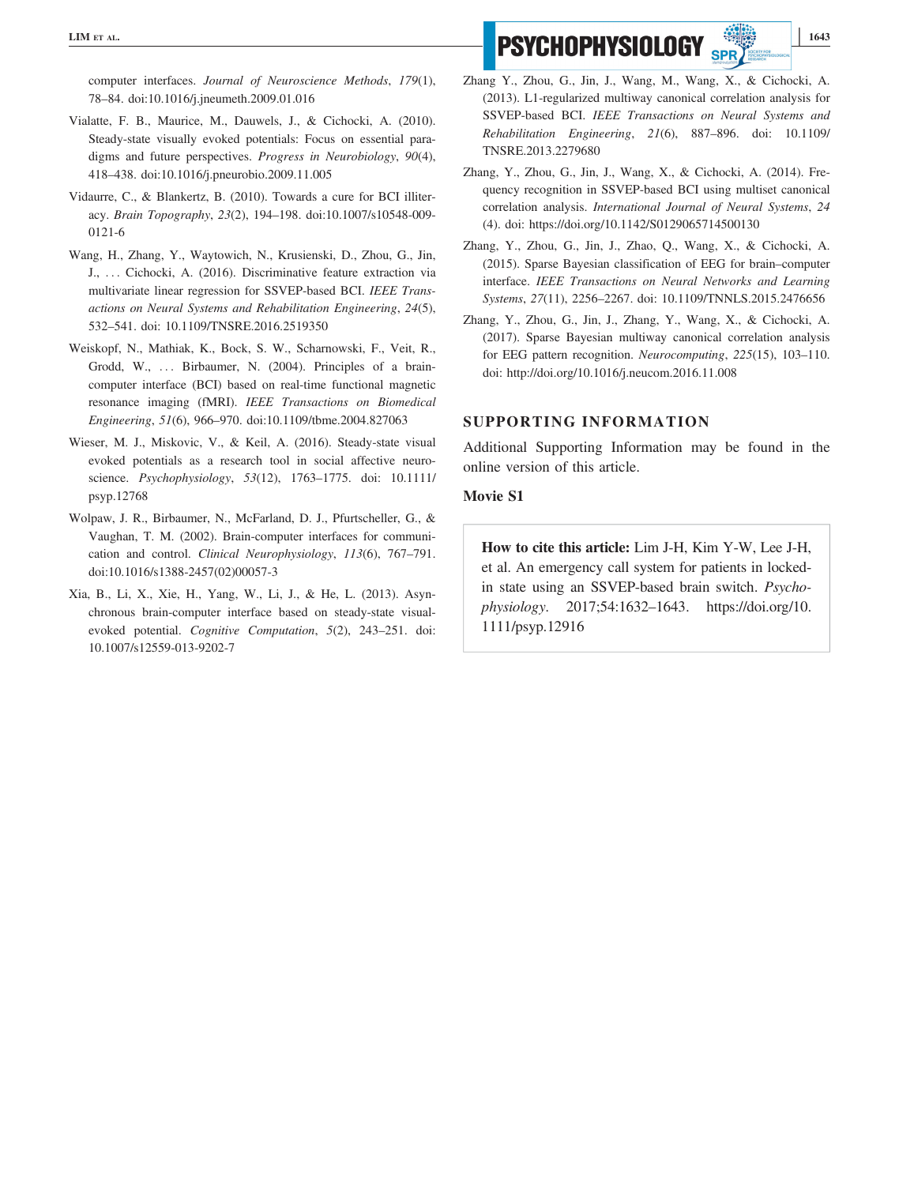computer interfaces. *Journal of Neuroscience Methods*, *179*(1), 78–84. doi:10.1016/j.jneumeth.2009.01.016

Vialatte, F. B., Maurice, M., Dauwels, J., & Cichocki, A. (2010). Steady-state visually evoked potentials: Focus on essential paradigms and future perspectives. *Progress in Neurobiology*, *90*(4), 418–438. doi:10.1016/j.pneurobio.2009.11.005

Vidaurre, C., & Blankertz, B. (2010). Towards a cure for BCI illiteracy. *Brain Topography*, *23*(2), 194–198. doi:10.1007/s10548-009-0121-6

Wang, H., Zhang, Y., Waytowich, N., Krusienski, D., Zhou, G., Jin, J., . . . Cichocki, A. (2016). Discriminative feature extraction via multivariate linear regression for SSVEP-based BCI. *IEEE Transactions on Neural Systems and Rehabilitation Engineering*, *24*(5), 532–541. doi: 10.1109/TNSRE.2016.2519350

Weiskopf, N., Mathiak, K., Bock, S. W., Scharnowski, F., Veit, R., Grodd, W., . . . Birbaumer, N. (2004). Principles of a brain-computer interface (BCI) based on real-time functional magnetic resonance imaging (fMRI). *IEEE Transactions on Biomedical Engineering*, *51*(6), 966–970. doi:10.1109/tbme.2004.827063

Wieser, M. J., Miskovic, V., & Keil, A. (2016). Steady-state visual evoked potentials as a research tool in social affective neuroscience. *Psychophysiology*, *53*(12), 1763–1775. doi: 10.1111/psyp.12768

Wolpaw, J. R., Birbaumer, N., McFarland, D. J., Pfurtscheller, G., & Vaughan, T. M. (2002). Brain-computer interfaces for communication and control. *Clinical Neurophysiology*, *113*(6), 767–791. doi:10.1016/s1388-2457(02)00057-3

Xia, B., Li, X., Xie, H., Yang, W., Li, J., & He, L. (2013). Asynchronous brain-computer interface based on steady-state visual-evoked potential. *Cognitive Computation*, *5*(2), 243–251. doi: 10.1007/s12559-013-9202-7

Zhang Y., Zhou, G., Jin, J., Wang, M., Wang, X., & Cichocki, A. (2013). L1-regularized multiway canonical correlation analysis for SSVEP-based BCI. *IEEE Transactions on Neural Systems and Rehabilitation Engineering*, *21*(6), 887–896. doi: 10.1109/TNSRE.2013.2279680

Zhang, Y., Zhou, G., Jin, J., Wang, X., & Cichocki, A. (2014). Frequency recognition in SSVEP-based BCI using multiset canonical correlation analysis. *International Journal of Neural Systems*, *24* (4). doi: https://doi.org/10.1142/S0129065714500130

Zhang, Y., Zhou, G., Jin, J., Zhao, Q., Wang, X., & Cichocki, A. (2015). Sparse Bayesian classification of EEG for brain–computer interface. *IEEE Transactions on Neural Networks and Learning Systems*, *27*(11), 2256–2267. doi: 10.1109/TNNLS.2015.2476656

Zhang, Y., Zhou, G., Jin, J., Zhang, Y., Wang, X., & Cichocki, A. (2017). Sparse Bayesian multiway canonical correlation analysis for EEG pattern recognition. *Neurocomputing*, *225*(15), 103–110. doi: http://doi.org/10.1016/j.neucom.2016.11.008

## SUPPORTING INFORMATION

Additional Supporting Information may be found in the online version of this article.

**Movie S1**

**How to cite this article:** Lim J-H, Kim Y-W, Lee J-H, et al. An emergency call system for patients in locked-in state using an SSVEP-based brain switch. *Psychophysiology*. 2017;54:1632–1643. https://doi.org/10.1111/psyp.12916